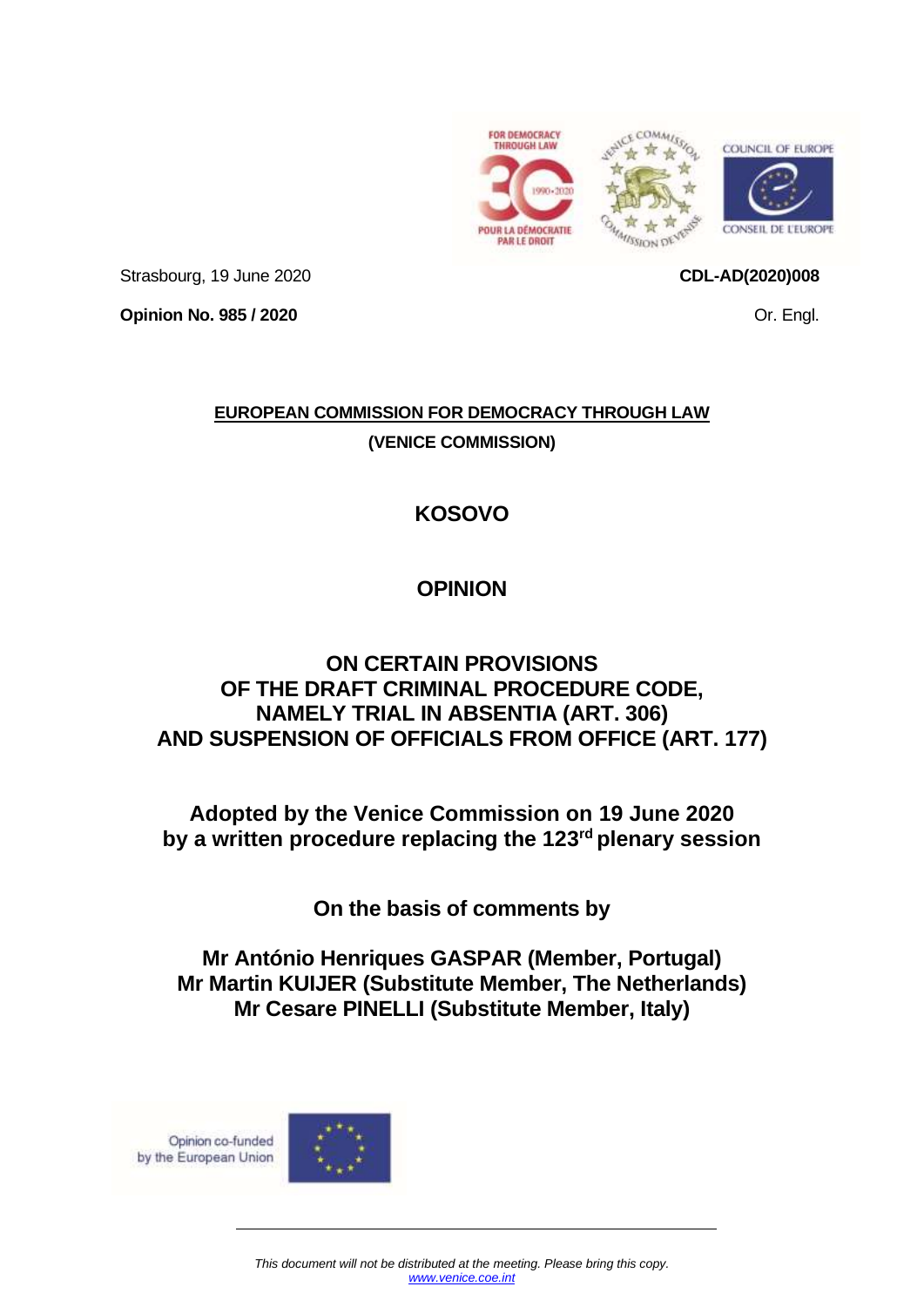Strasbourg, 19 June 2020

**CDL-AD(2020)008**

**Opinion No. 985 / 2020**

Or. Engl.

**EUROPEAN COMMISSION FOR DEMOCRACY THROUGH LAW**

**(VENICE COMMISSION)**

# KOSOVO

# OPINION

# ON CERTAIN PROVISIONS OF THE DRAFT CRIMINAL PROCEDURE CODE, NAMELY TRIAL IN ABSENTIA (ART. 306) AND SUSPENSION OF OFFICIALS FROM OFFICE (ART. 177)

**Adopted by the Venice Commission on 19 June 2020 by a written procedure replacing the 123rd plenary session**

**On the basis of comments by**

**Mr António Henriques GASPAR (Member, Portugal)**
**Mr Martin KUIJER (Substitute Member, The Netherlands)**
**Mr Cesare PINELLI (Substitute Member, Italy)**

Opinion co-funded by the European Union

*This document will not be distributed at the meeting. Please bring this copy.*
*www.venice.coe.int*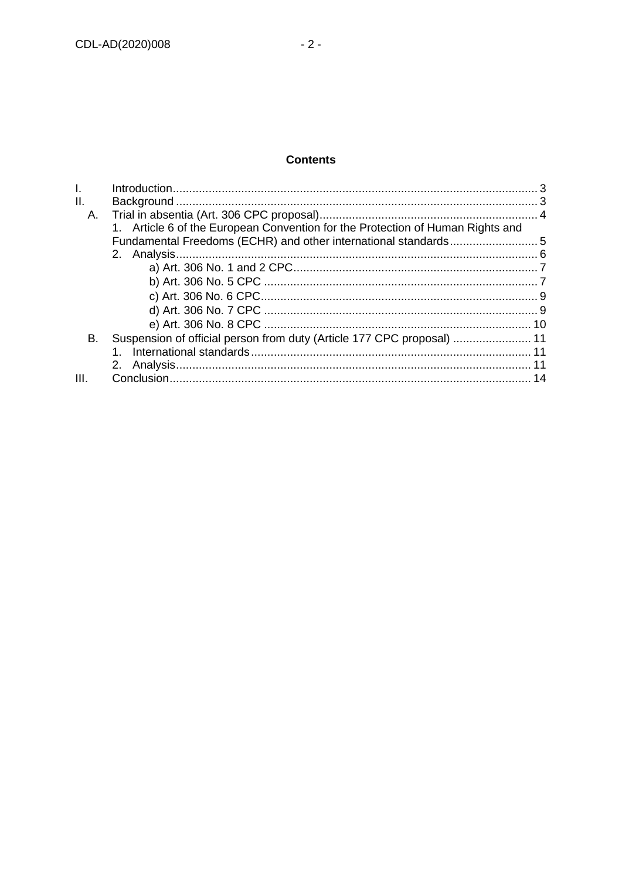## Contents

I. Introduction ... 3
II. Background ... 3
  A. Trial in absentia (Art. 306 CPC proposal) ... 4
    1. Article 6 of the European Convention for the Protection of Human Rights and Fundamental Freedoms (ECHR) and other international standards ... 5
    2. Analysis ... 6
      a) Art. 306 No. 1 and 2 CPC ... 7
      b) Art. 306 No. 5 CPC ... 7
      c) Art. 306 No. 6 CPC ... 9
      d) Art. 306 No. 7 CPC ... 9
      e) Art. 306 No. 8 CPC ... 10
  B. Suspension of official person from duty (Article 177 CPC proposal) ... 11
    1. International standards ... 11
    2. Analysis ... 11
III. Conclusion ... 14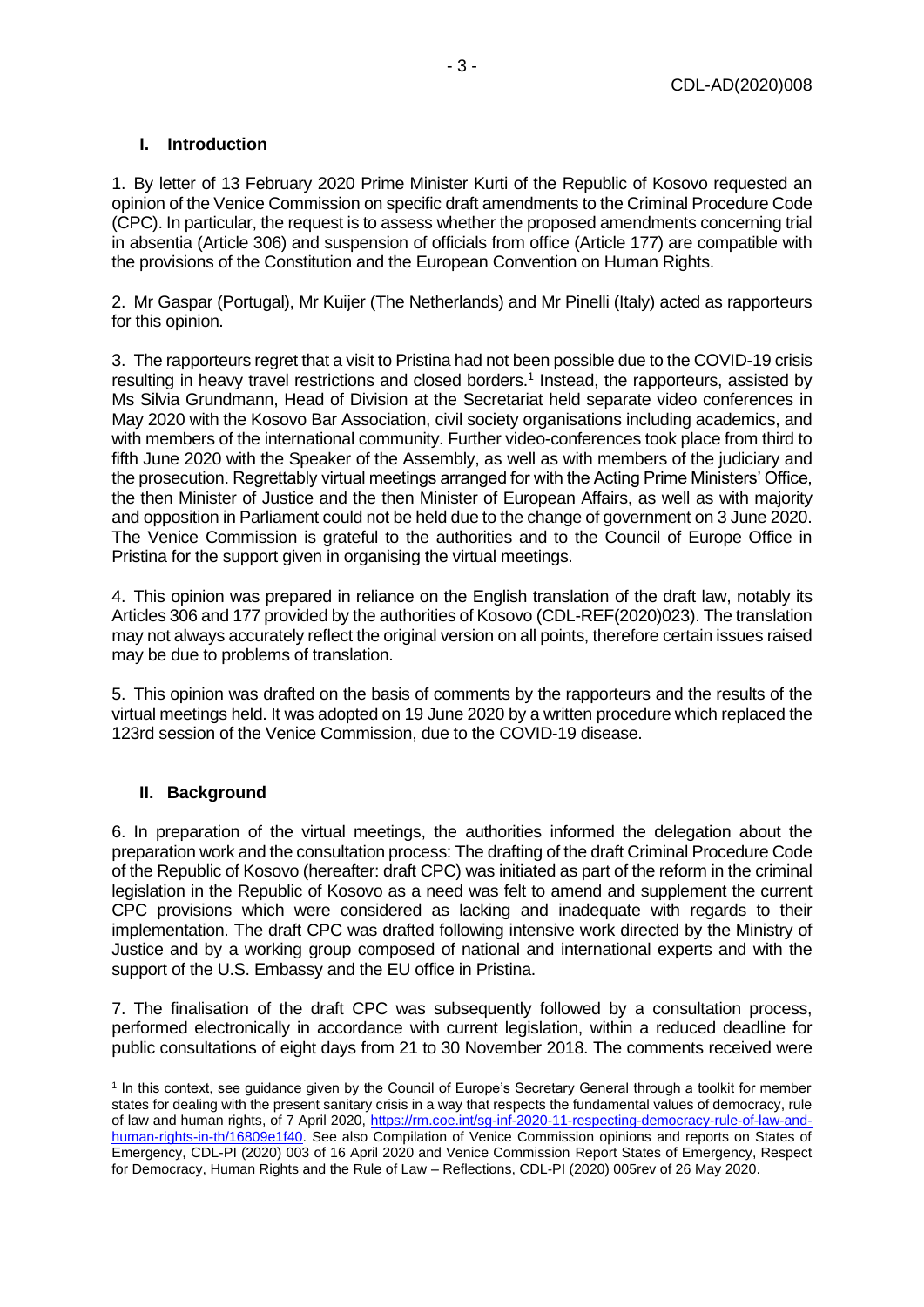## I. Introduction

1. By letter of 13 February 2020 Prime Minister Kurti of the Republic of Kosovo requested an opinion of the Venice Commission on specific draft amendments to the Criminal Procedure Code (CPC). In particular, the request is to assess whether the proposed amendments concerning trial in absentia (Article 306) and suspension of officials from office (Article 177) are compatible with the provisions of the Constitution and the European Convention on Human Rights.

2. Mr Gaspar (Portugal), Mr Kuijer (The Netherlands) and Mr Pinelli (Italy) acted as rapporteurs for this opinion.

3. The rapporteurs regret that a visit to Pristina had not been possible due to the COVID-19 crisis resulting in heavy travel restrictions and closed borders.[1] Instead, the rapporteurs, assisted by Ms Silvia Grundmann, Head of Division at the Secretariat held separate video conferences in May 2020 with the Kosovo Bar Association, civil society organisations including academics, and with members of the international community. Further video-conferences took place from third to fifth June 2020 with the Speaker of the Assembly, as well as with members of the judiciary and the prosecution. Regrettably virtual meetings arranged for with the Acting Prime Ministers' Office, the then Minister of Justice and the then Minister of European Affairs, as well as with majority and opposition in Parliament could not be held due to the change of government on 3 June 2020. The Venice Commission is grateful to the authorities and to the Council of Europe Office in Pristina for the support given in organising the virtual meetings.

4. This opinion was prepared in reliance on the English translation of the draft law, notably its Articles 306 and 177 provided by the authorities of Kosovo (CDL-REF(2020)023). The translation may not always accurately reflect the original version on all points, therefore certain issues raised may be due to problems of translation.

5. This opinion was drafted on the basis of comments by the rapporteurs and the results of the virtual meetings held. It was adopted on 19 June 2020 by a written procedure which replaced the 123rd session of the Venice Commission, due to the COVID-19 disease.

## II. Background

6. In preparation of the virtual meetings, the authorities informed the delegation about the preparation work and the consultation process: The drafting of the draft Criminal Procedure Code of the Republic of Kosovo (hereafter: draft CPC) was initiated as part of the reform in the criminal legislation in the Republic of Kosovo as a need was felt to amend and supplement the current CPC provisions which were considered as lacking and inadequate with regards to their implementation. The draft CPC was drafted following intensive work directed by the Ministry of Justice and by a working group composed of national and international experts and with the support of the U.S. Embassy and the EU office in Pristina.

7. The finalisation of the draft CPC was subsequently followed by a consultation process, performed electronically in accordance with current legislation, within a reduced deadline for public consultations of eight days from 21 to 30 November 2018. The comments received were

---

[1] In this context, see guidance given by the Council of Europe's Secretary General through a toolkit for member states for dealing with the present sanitary crisis in a way that respects the fundamental values of democracy, rule of law and human rights, of 7 April 2020, https://rm.coe.int/sg-inf-2020-11-respecting-democracy-rule-of-law-and-human-rights-in-th/16809e1f40. See also Compilation of Venice Commission opinions and reports on States of Emergency, CDL-PI (2020) 003 of 16 April 2020 and Venice Commission Report States of Emergency, Respect for Democracy, Human Rights and the Rule of Law – Reflections, CDL-PI (2020) 005rev of 26 May 2020.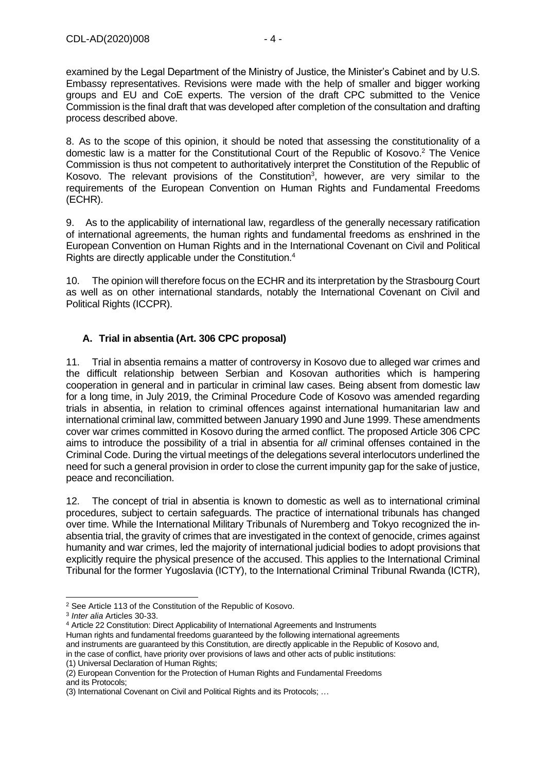examined by the Legal Department of the Ministry of Justice, the Minister's Cabinet and by U.S. Embassy representatives. Revisions were made with the help of smaller and bigger working groups and EU and CoE experts. The version of the draft CPC submitted to the Venice Commission is the final draft that was developed after completion of the consultation and drafting process described above.

8. As to the scope of this opinion, it should be noted that assessing the constitutionality of a domestic law is a matter for the Constitutional Court of the Republic of Kosovo.[2] The Venice Commission is thus not competent to authoritatively interpret the Constitution of the Republic of Kosovo. The relevant provisions of the Constitution[3], however, are very similar to the requirements of the European Convention on Human Rights and Fundamental Freedoms (ECHR).

9. As to the applicability of international law, regardless of the generally necessary ratification of international agreements, the human rights and fundamental freedoms as enshrined in the European Convention on Human Rights and in the International Covenant on Civil and Political Rights are directly applicable under the Constitution.[4]

10. The opinion will therefore focus on the ECHR and its interpretation by the Strasbourg Court as well as on other international standards, notably the International Covenant on Civil and Political Rights (ICCPR).

### A. Trial in absentia (Art. 306 CPC proposal)

11. Trial in absentia remains a matter of controversy in Kosovo due to alleged war crimes and the difficult relationship between Serbian and Kosovan authorities which is hampering cooperation in general and in particular in criminal law cases. Being absent from domestic law for a long time, in July 2019, the Criminal Procedure Code of Kosovo was amended regarding trials in absentia, in relation to criminal offences against international humanitarian law and international criminal law, committed between January 1990 and June 1999. These amendments cover war crimes committed in Kosovo during the armed conflict. The proposed Article 306 CPC aims to introduce the possibility of a trial in absentia for *all* criminal offenses contained in the Criminal Code. During the virtual meetings of the delegations several interlocutors underlined the need for such a general provision in order to close the current impunity gap for the sake of justice, peace and reconciliation.

12. The concept of trial in absentia is known to domestic as well as to international criminal procedures, subject to certain safeguards. The practice of international tribunals has changed over time. While the International Military Tribunals of Nuremberg and Tokyo recognized the in-absentia trial, the gravity of crimes that are investigated in the context of genocide, crimes against humanity and war crimes, led the majority of international judicial bodies to adopt provisions that explicitly require the physical presence of the accused. This applies to the International Criminal Tribunal for the former Yugoslavia (ICTY), to the International Criminal Tribunal Rwanda (ICTR),

---

[2] See Article 113 of the Constitution of the Republic of Kosovo.

[3] *Inter alia* Articles 30-33.

[4] Article 22 Constitution: Direct Applicability of International Agreements and Instruments
Human rights and fundamental freedoms guaranteed by the following international agreements and instruments are guaranteed by this Constitution, are directly applicable in the Republic of Kosovo and, in the case of conflict, have priority over provisions of laws and other acts of public institutions:
(1) Universal Declaration of Human Rights;
(2) European Convention for the Protection of Human Rights and Fundamental Freedoms and its Protocols;
(3) International Covenant on Civil and Political Rights and its Protocols; …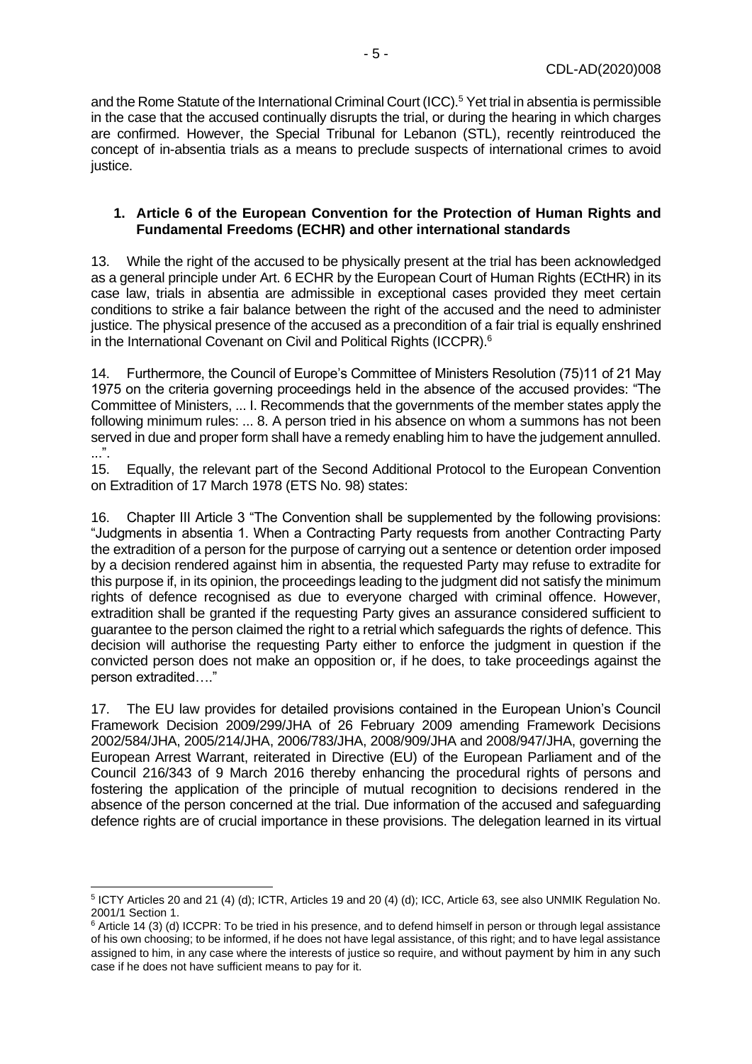and the Rome Statute of the International Criminal Court (ICC).[5] Yet trial in absentia is permissible in the case that the accused continually disrupts the trial, or during the hearing in which charges are confirmed. However, the Special Tribunal for Lebanon (STL), recently reintroduced the concept of in-absentia trials as a means to preclude suspects of international crimes to avoid justice.

### 1. Article 6 of the European Convention for the Protection of Human Rights and Fundamental Freedoms (ECHR) and other international standards

13. While the right of the accused to be physically present at the trial has been acknowledged as a general principle under Art. 6 ECHR by the European Court of Human Rights (ECtHR) in its case law, trials in absentia are admissible in exceptional cases provided they meet certain conditions to strike a fair balance between the right of the accused and the need to administer justice. The physical presence of the accused as a precondition of a fair trial is equally enshrined in the International Covenant on Civil and Political Rights (ICCPR).[6]

14. Furthermore, the Council of Europe's Committee of Ministers Resolution (75)11 of 21 May 1975 on the criteria governing proceedings held in the absence of the accused provides: "The Committee of Ministers, ... I. Recommends that the governments of the member states apply the following minimum rules: ... 8. A person tried in his absence on whom a summons has not been served in due and proper form shall have a remedy enabling him to have the judgement annulled. ...".

15. Equally, the relevant part of the Second Additional Protocol to the European Convention on Extradition of 17 March 1978 (ETS No. 98) states:

16. Chapter III Article 3 "The Convention shall be supplemented by the following provisions: "Judgments in absentia 1. When a Contracting Party requests from another Contracting Party the extradition of a person for the purpose of carrying out a sentence or detention order imposed by a decision rendered against him in absentia, the requested Party may refuse to extradite for this purpose if, in its opinion, the proceedings leading to the judgment did not satisfy the minimum rights of defence recognised as due to everyone charged with criminal offence. However, extradition shall be granted if the requesting Party gives an assurance considered sufficient to guarantee to the person claimed the right to a retrial which safeguards the rights of defence. This decision will authorise the requesting Party either to enforce the judgment in question if the convicted person does not make an opposition or, if he does, to take proceedings against the person extradited…."

17. The EU law provides for detailed provisions contained in the European Union's Council Framework Decision 2009/299/JHA of 26 February 2009 amending Framework Decisions 2002/584/JHA, 2005/214/JHA, 2006/783/JHA, 2008/909/JHA and 2008/947/JHA, governing the European Arrest Warrant, reiterated in Directive (EU) of the European Parliament and of the Council 216/343 of 9 March 2016 thereby enhancing the procedural rights of persons and fostering the application of the principle of mutual recognition to decisions rendered in the absence of the person concerned at the trial. Due information of the accused and safeguarding defence rights are of crucial importance in these provisions. The delegation learned in its virtual

---

[5] ICTY Articles 20 and 21 (4) (d); ICTR, Articles 19 and 20 (4) (d); ICC, Article 63, see also UNMIK Regulation No. 2001/1 Section 1.

[6] Article 14 (3) (d) ICCPR: To be tried in his presence, and to defend himself in person or through legal assistance of his own choosing; to be informed, if he does not have legal assistance, of this right; and to have legal assistance assigned to him, in any case where the interests of justice so require, and without payment by him in any such case if he does not have sufficient means to pay for it.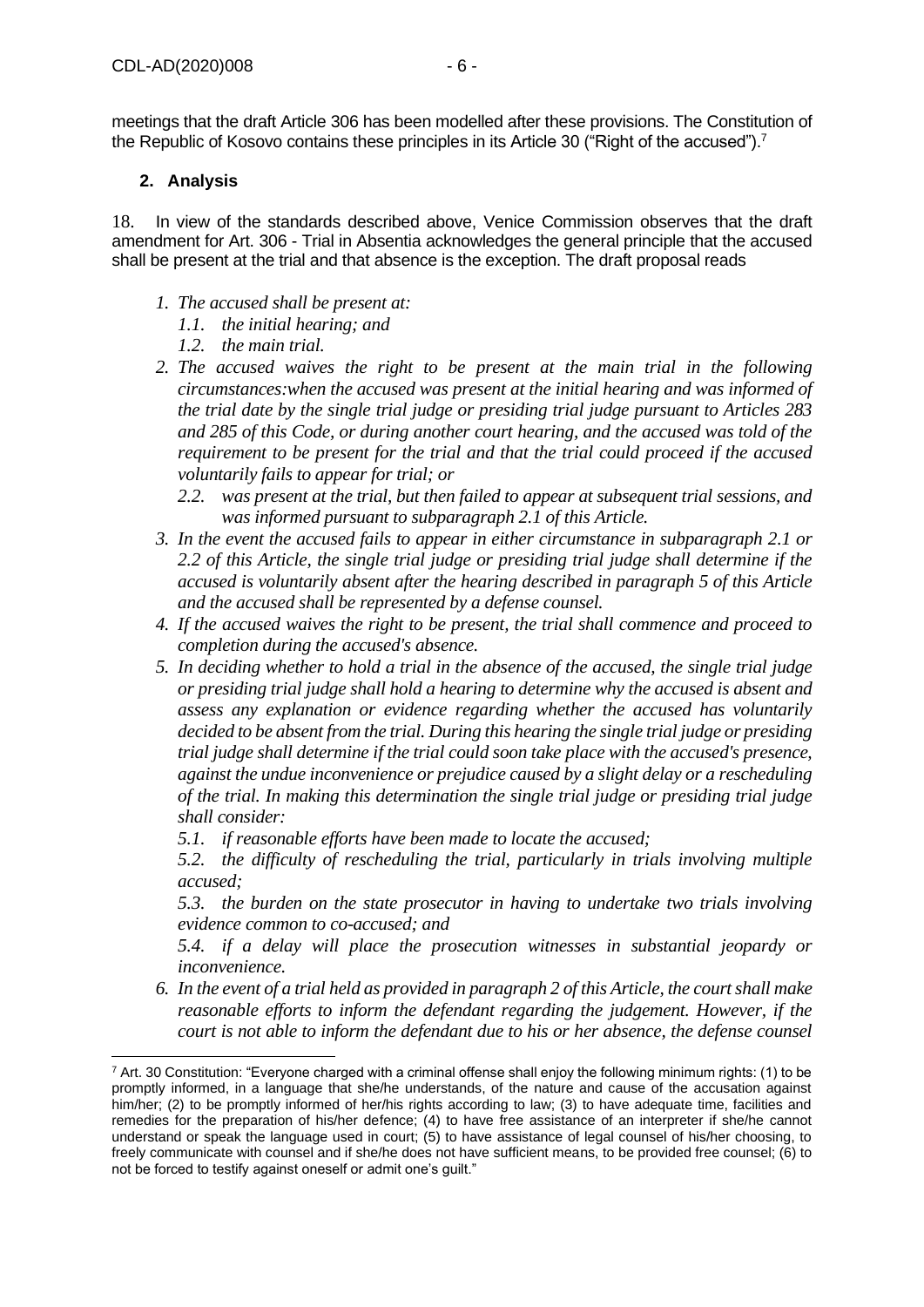meetings that the draft Article 306 has been modelled after these provisions. The Constitution of the Republic of Kosovo contains these principles in its Article 30 ("Right of the accused").[7]

## 2. Analysis

18. In view of the standards described above, Venice Commission observes that the draft amendment for Art. 306 - Trial in Absentia acknowledges the general principle that the accused shall be present at the trial and that absence is the exception. The draft proposal reads

> *1. The accused shall be present at:*
> *1.1. the initial hearing; and*
> *1.2. the main trial.*
>
> *2. The accused waives the right to be present at the main trial in the following circumstances:when the accused was present at the initial hearing and was informed of the trial date by the single trial judge or presiding trial judge pursuant to Articles 283 and 285 of this Code, or during another court hearing, and the accused was told of the requirement to be present for the trial and that the trial could proceed if the accused voluntarily fails to appear for trial; or*
> *2.2. was present at the trial, but then failed to appear at subsequent trial sessions, and was informed pursuant to subparagraph 2.1 of this Article.*
>
> *3. In the event the accused fails to appear in either circumstance in subparagraph 2.1 or 2.2 of this Article, the single trial judge or presiding trial judge shall determine if the accused is voluntarily absent after the hearing described in paragraph 5 of this Article and the accused shall be represented by a defense counsel.*
>
> *4. If the accused waives the right to be present, the trial shall commence and proceed to completion during the accused's absence.*
>
> *5. In deciding whether to hold a trial in the absence of the accused, the single trial judge or presiding trial judge shall hold a hearing to determine why the accused is absent and assess any explanation or evidence regarding whether the accused has voluntarily decided to be absent from the trial. During this hearing the single trial judge or presiding trial judge shall determine if the trial could soon take place with the accused's presence, against the undue inconvenience or prejudice caused by a slight delay or a rescheduling of the trial. In making this determination the single trial judge or presiding trial judge shall consider:*
> *5.1. if reasonable efforts have been made to locate the accused;*
> *5.2. the difficulty of rescheduling the trial, particularly in trials involving multiple accused;*
> *5.3. the burden on the state prosecutor in having to undertake two trials involving evidence common to co-accused; and*
> *5.4. if a delay will place the prosecution witnesses in substantial jeopardy or inconvenience.*
>
> *6. In the event of a trial held as provided in paragraph 2 of this Article, the court shall make reasonable efforts to inform the defendant regarding the judgement. However, if the court is not able to inform the defendant due to his or her absence, the defense counsel*

---

[7] Art. 30 Constitution: "Everyone charged with a criminal offense shall enjoy the following minimum rights: (1) to be promptly informed, in a language that she/he understands, of the nature and cause of the accusation against him/her; (2) to be promptly informed of her/his rights according to law; (3) to have adequate time, facilities and remedies for the preparation of his/her defence; (4) to have free assistance of an interpreter if she/he cannot understand or speak the language used in court; (5) to have assistance of legal counsel of his/her choosing, to freely communicate with counsel and if she/he does not have sufficient means, to be provided free counsel; (6) to not be forced to testify against oneself or admit one's guilt."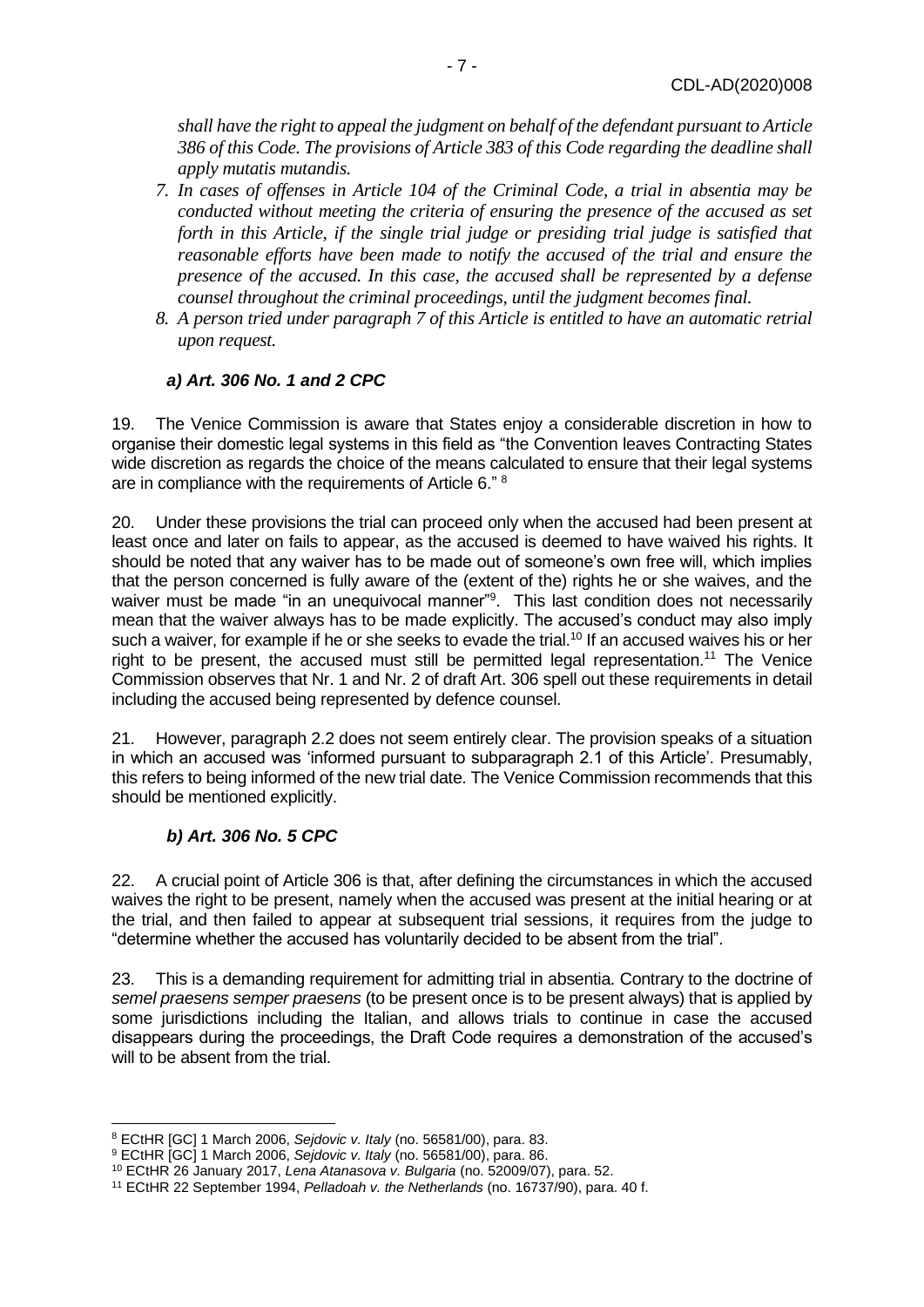*shall have the right to appeal the judgment on behalf of the defendant pursuant to Article 386 of this Code. The provisions of Article 383 of this Code regarding the deadline shall apply mutatis mutandis.*

7. *In cases of offenses in Article 104 of the Criminal Code, a trial in absentia may be conducted without meeting the criteria of ensuring the presence of the accused as set forth in this Article, if the single trial judge or presiding trial judge is satisfied that reasonable efforts have been made to notify the accused of the trial and ensure the presence of the accused. In this case, the accused shall be represented by a defense counsel throughout the criminal proceedings, until the judgment becomes final.*
8. *A person tried under paragraph 7 of this Article is entitled to have an automatic retrial upon request.*

### *a) Art. 306 No. 1 and 2 CPC*

19. The Venice Commission is aware that States enjoy a considerable discretion in how to organise their domestic legal systems in this field as "the Convention leaves Contracting States wide discretion as regards the choice of the means calculated to ensure that their legal systems are in compliance with the requirements of Article 6." [8]

20. Under these provisions the trial can proceed only when the accused had been present at least once and later on fails to appear, as the accused is deemed to have waived his rights. It should be noted that any waiver has to be made out of someone's own free will, which implies that the person concerned is fully aware of the (extent of the) rights he or she waives, and the waiver must be made "in an unequivocal manner"[9]. This last condition does not necessarily mean that the waiver always has to be made explicitly. The accused's conduct may also imply such a waiver, for example if he or she seeks to evade the trial.[10] If an accused waives his or her right to be present, the accused must still be permitted legal representation.[11] The Venice Commission observes that Nr. 1 and Nr. 2 of draft Art. 306 spell out these requirements in detail including the accused being represented by defence counsel.

21. However, paragraph 2.2 does not seem entirely clear. The provision speaks of a situation in which an accused was 'informed pursuant to subparagraph 2.1 of this Article'. Presumably, this refers to being informed of the new trial date. The Venice Commission recommends that this should be mentioned explicitly.

### *b) Art. 306 No. 5 CPC*

22. A crucial point of Article 306 is that, after defining the circumstances in which the accused waives the right to be present, namely when the accused was present at the initial hearing or at the trial, and then failed to appear at subsequent trial sessions, it requires from the judge to "determine whether the accused has voluntarily decided to be absent from the trial".

23. This is a demanding requirement for admitting trial in absentia. Contrary to the doctrine of *semel praesens semper praesens* (to be present once is to be present always) that is applied by some jurisdictions including the Italian, and allows trials to continue in case the accused disappears during the proceedings, the Draft Code requires a demonstration of the accused's will to be absent from the trial.

---

[8] ECtHR [GC] 1 March 2006, *Sejdovic v. Italy* (no. 56581/00), para. 83.
[9] ECtHR [GC] 1 March 2006, *Sejdovic v. Italy* (no. 56581/00), para. 86.
[10] ECtHR 26 January 2017, *Lena Atanasova v. Bulgaria* (no. 52009/07), para. 52.
[11] ECtHR 22 September 1994, *Pelladoah v. the Netherlands* (no. 16737/90), para. 40 f.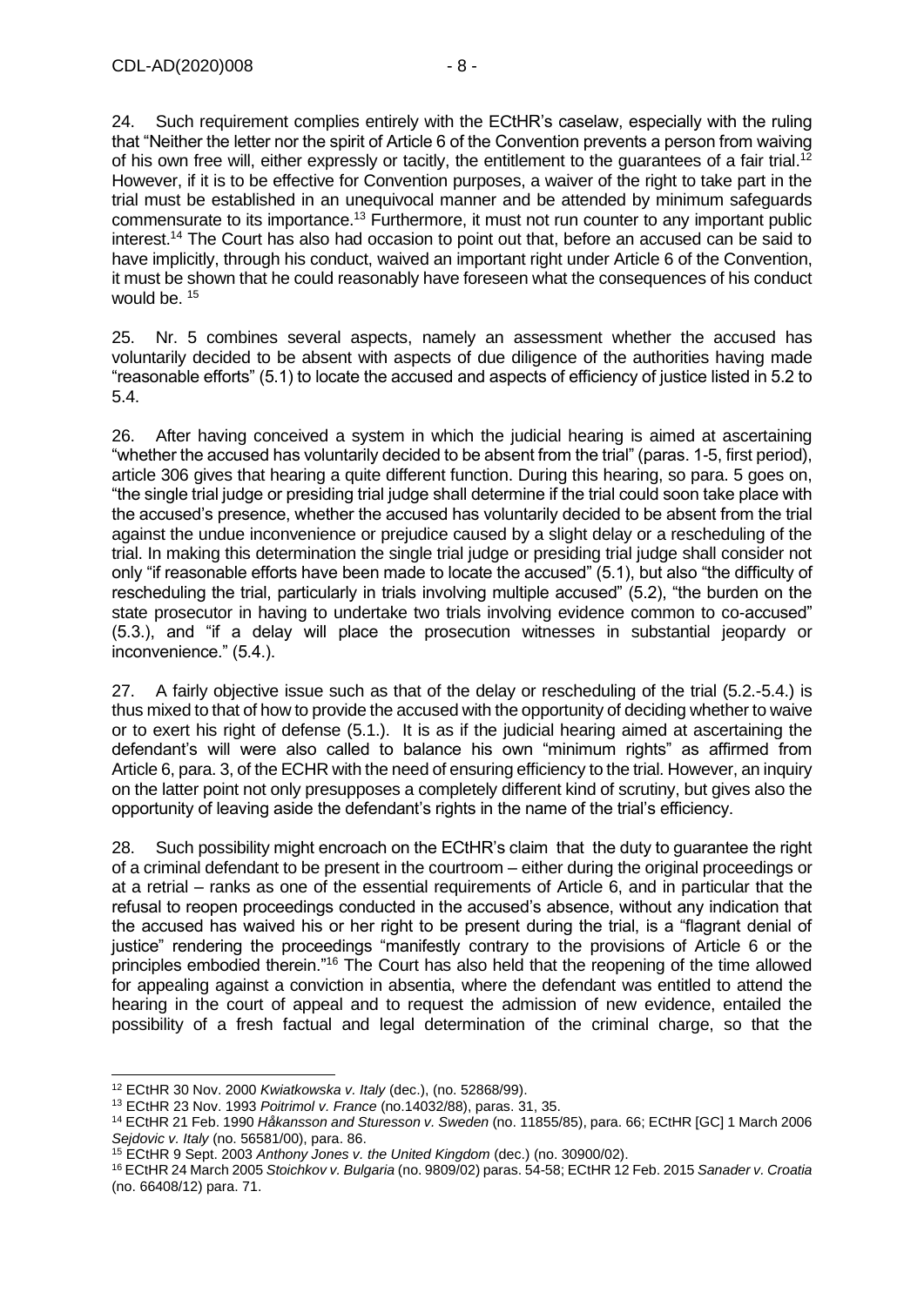24. Such requirement complies entirely with the ECtHR's caselaw, especially with the ruling that "Neither the letter nor the spirit of Article 6 of the Convention prevents a person from waiving of his own free will, either expressly or tacitly, the entitlement to the guarantees of a fair trial.[12] However, if it is to be effective for Convention purposes, a waiver of the right to take part in the trial must be established in an unequivocal manner and be attended by minimum safeguards commensurate to its importance.[13] Furthermore, it must not run counter to any important public interest.[14] The Court has also had occasion to point out that, before an accused can be said to have implicitly, through his conduct, waived an important right under Article 6 of the Convention, it must be shown that he could reasonably have foreseen what the consequences of his conduct would be. [15]

25. Nr. 5 combines several aspects, namely an assessment whether the accused has voluntarily decided to be absent with aspects of due diligence of the authorities having made "reasonable efforts" (5.1) to locate the accused and aspects of efficiency of justice listed in 5.2 to 5.4.

26. After having conceived a system in which the judicial hearing is aimed at ascertaining "whether the accused has voluntarily decided to be absent from the trial" (paras. 1-5, first period), article 306 gives that hearing a quite different function. During this hearing, so para. 5 goes on, "the single trial judge or presiding trial judge shall determine if the trial could soon take place with the accused's presence, whether the accused has voluntarily decided to be absent from the trial against the undue inconvenience or prejudice caused by a slight delay or a rescheduling of the trial. In making this determination the single trial judge or presiding trial judge shall consider not only "if reasonable efforts have been made to locate the accused" (5.1), but also "the difficulty of rescheduling the trial, particularly in trials involving multiple accused" (5.2), "the burden on the state prosecutor in having to undertake two trials involving evidence common to co-accused" (5.3.), and "if a delay will place the prosecution witnesses in substantial jeopardy or inconvenience." (5.4.).

27. A fairly objective issue such as that of the delay or rescheduling of the trial (5.2.-5.4.) is thus mixed to that of how to provide the accused with the opportunity of deciding whether to waive or to exert his right of defense (5.1.). It is as if the judicial hearing aimed at ascertaining the defendant's will were also called to balance his own "minimum rights" as affirmed from Article 6, para. 3, of the ECHR with the need of ensuring efficiency to the trial. However, an inquiry on the latter point not only presupposes a completely different kind of scrutiny, but gives also the opportunity of leaving aside the defendant's rights in the name of the trial's efficiency.

28. Such possibility might encroach on the ECtHR's claim that the duty to guarantee the right of a criminal defendant to be present in the courtroom – either during the original proceedings or at a retrial – ranks as one of the essential requirements of Article 6, and in particular that the refusal to reopen proceedings conducted in the accused's absence, without any indication that the accused has waived his or her right to be present during the trial, is a "flagrant denial of justice" rendering the proceedings "manifestly contrary to the provisions of Article 6 or the principles embodied therein."[16] The Court has also held that the reopening of the time allowed for appealing against a conviction in absentia, where the defendant was entitled to attend the hearing in the court of appeal and to request the admission of new evidence, entailed the possibility of a fresh factual and legal determination of the criminal charge, so that the

---

[12] ECtHR 30 Nov. 2000 *Kwiatkowska v. Italy* (dec.), (no. 52868/99).

[13] ECtHR 23 Nov. 1993 *Poitrimol v. France* (no.14032/88), paras. 31, 35.

[14] ECtHR 21 Feb. 1990 *Håkansson and Sturesson v. Sweden* (no. 11855/85), para. 66; ECtHR [GC] 1 March 2006 *Sejdovic v. Italy* (no. 56581/00), para. 86.

[15] ECtHR 9 Sept. 2003 *Anthony Jones v. the United Kingdom* (dec.) (no. 30900/02).

[16] ECtHR 24 March 2005 *Stoichkov v. Bulgaria* (no. 9809/02) paras. 54-58; ECtHR 12 Feb. 2015 *Sanader v. Croatia* (no. 66408/12) para. 71.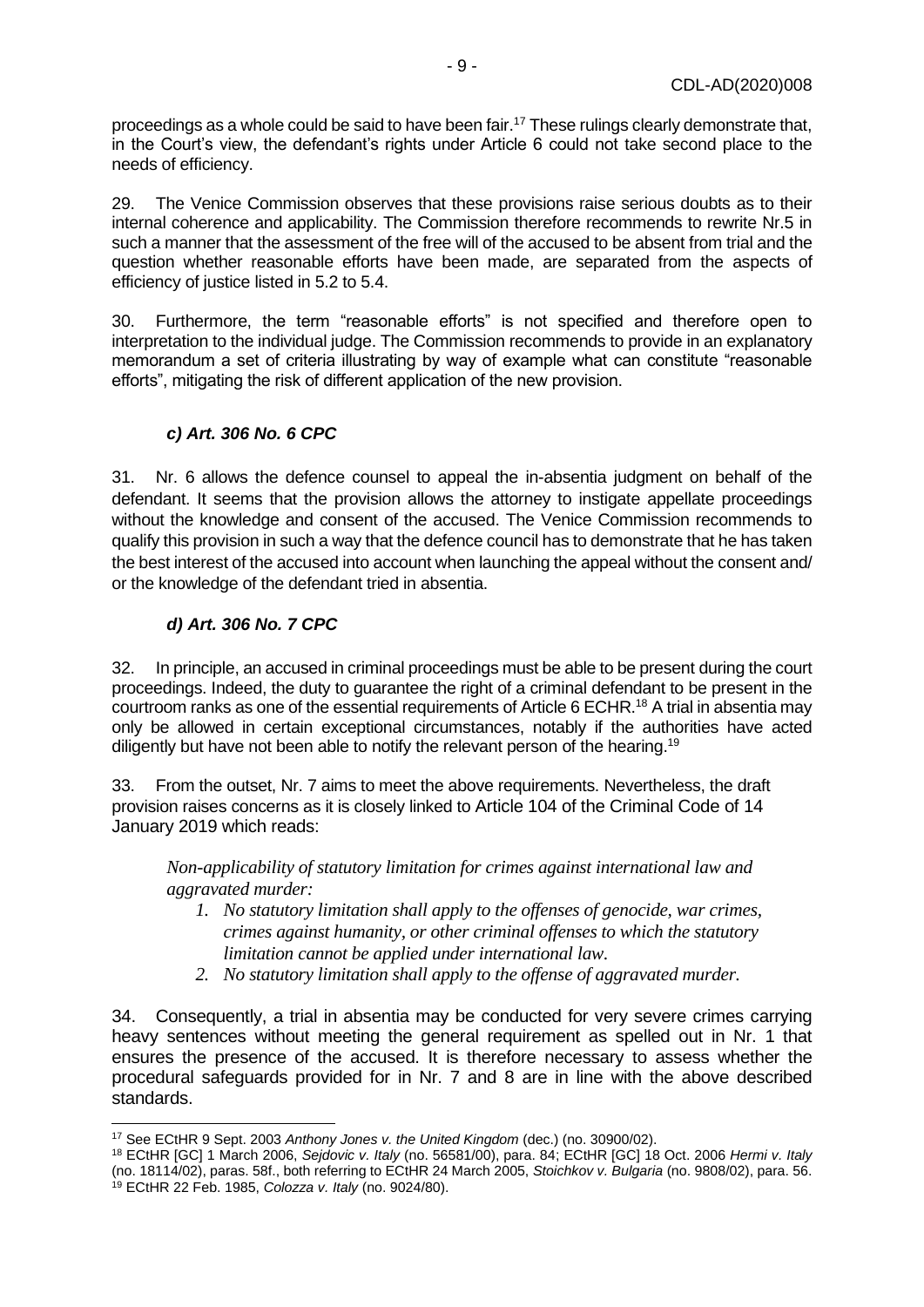proceedings as a whole could be said to have been fair.[17] These rulings clearly demonstrate that, in the Court's view, the defendant's rights under Article 6 could not take second place to the needs of efficiency.

29. The Venice Commission observes that these provisions raise serious doubts as to their internal coherence and applicability. The Commission therefore recommends to rewrite Nr.5 in such a manner that the assessment of the free will of the accused to be absent from trial and the question whether reasonable efforts have been made, are separated from the aspects of efficiency of justice listed in 5.2 to 5.4.

30. Furthermore, the term "reasonable efforts" is not specified and therefore open to interpretation to the individual judge. The Commission recommends to provide in an explanatory memorandum a set of criteria illustrating by way of example what can constitute "reasonable efforts", mitigating the risk of different application of the new provision.

### *c) Art. 306 No. 6 CPC*

31. Nr. 6 allows the defence counsel to appeal the in-absentia judgment on behalf of the defendant. It seems that the provision allows the attorney to instigate appellate proceedings without the knowledge and consent of the accused. The Venice Commission recommends to qualify this provision in such a way that the defence council has to demonstrate that he has taken the best interest of the accused into account when launching the appeal without the consent and/ or the knowledge of the defendant tried in absentia.

### *d) Art. 306 No. 7 CPC*

32. In principle, an accused in criminal proceedings must be able to be present during the court proceedings. Indeed, the duty to guarantee the right of a criminal defendant to be present in the courtroom ranks as one of the essential requirements of Article 6 ECHR.[18] A trial in absentia may only be allowed in certain exceptional circumstances, notably if the authorities have acted diligently but have not been able to notify the relevant person of the hearing.[19]

33. From the outset, Nr. 7 aims to meet the above requirements. Nevertheless, the draft provision raises concerns as it is closely linked to Article 104 of the Criminal Code of 14 January 2019 which reads:

> *Non-applicability of statutory limitation for crimes against international law and aggravated murder:*
>
> 1. *No statutory limitation shall apply to the offenses of genocide, war crimes, crimes against humanity, or other criminal offenses to which the statutory limitation cannot be applied under international law.*
> 2. *No statutory limitation shall apply to the offense of aggravated murder.*

34. Consequently, a trial in absentia may be conducted for very severe crimes carrying heavy sentences without meeting the general requirement as spelled out in Nr. 1 that ensures the presence of the accused. It is therefore necessary to assess whether the procedural safeguards provided for in Nr. 7 and 8 are in line with the above described standards.

---

[17] See ECtHR 9 Sept. 2003 *Anthony Jones v. the United Kingdom* (dec.) (no. 30900/02).

[18] ECtHR [GC] 1 March 2006, *Sejdovic v. Italy* (no. 56581/00), para. 84; ECtHR [GC] 18 Oct. 2006 *Hermi v. Italy* (no. 18114/02), paras. 58f., both referring to ECtHR 24 March 2005, *Stoichkov v. Bulgaria* (no. 9808/02), para. 56.

[19] ECtHR 22 Feb. 1985, *Colozza v. Italy* (no. 9024/80).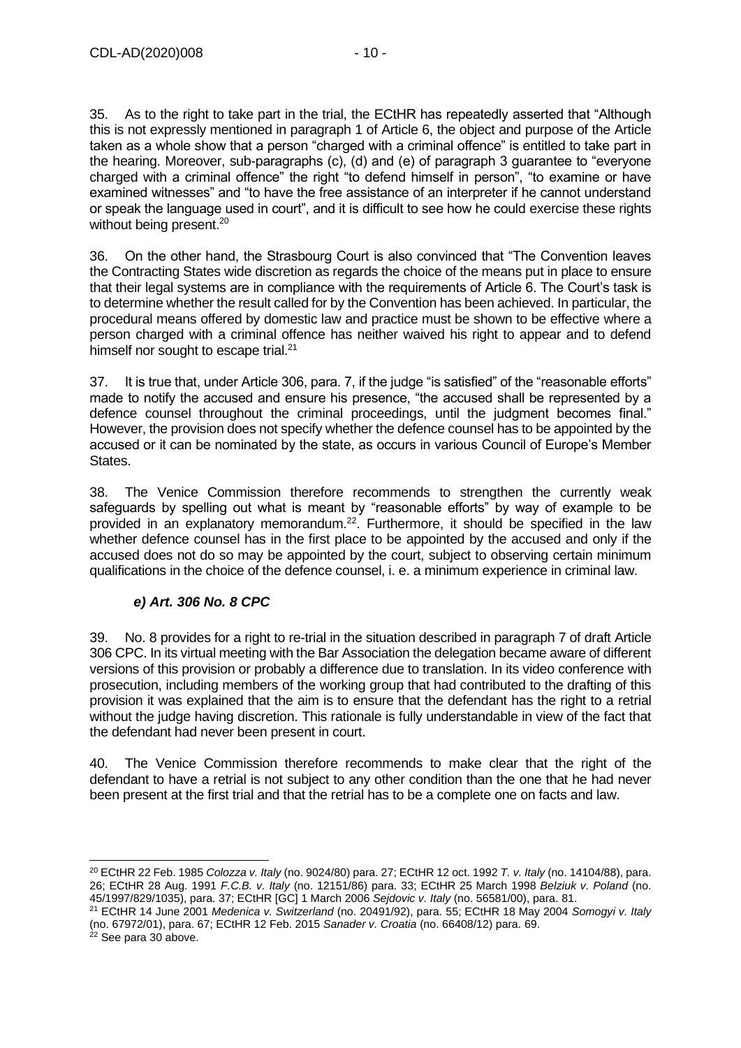35. As to the right to take part in the trial, the ECtHR has repeatedly asserted that "Although this is not expressly mentioned in paragraph 1 of Article 6, the object and purpose of the Article taken as a whole show that a person "charged with a criminal offence" is entitled to take part in the hearing. Moreover, sub-paragraphs (c), (d) and (e) of paragraph 3 guarantee to "everyone charged with a criminal offence" the right "to defend himself in person", "to examine or have examined witnesses" and "to have the free assistance of an interpreter if he cannot understand or speak the language used in court", and it is difficult to see how he could exercise these rights without being present.[20]

36. On the other hand, the Strasbourg Court is also convinced that "The Convention leaves the Contracting States wide discretion as regards the choice of the means put in place to ensure that their legal systems are in compliance with the requirements of Article 6. The Court's task is to determine whether the result called for by the Convention has been achieved. In particular, the procedural means offered by domestic law and practice must be shown to be effective where a person charged with a criminal offence has neither waived his right to appear and to defend himself nor sought to escape trial.[21]

37. It is true that, under Article 306, para. 7, if the judge "is satisfied" of the "reasonable efforts" made to notify the accused and ensure his presence, "the accused shall be represented by a defence counsel throughout the criminal proceedings, until the judgment becomes final." However, the provision does not specify whether the defence counsel has to be appointed by the accused or it can be nominated by the state, as occurs in various Council of Europe's Member States.

38. The Venice Commission therefore recommends to strengthen the currently weak safeguards by spelling out what is meant by "reasonable efforts" by way of example to be provided in an explanatory memorandum.[22]. Furthermore, it should be specified in the law whether defence counsel has in the first place to be appointed by the accused and only if the accused does not do so may be appointed by the court, subject to observing certain minimum qualifications in the choice of the defence counsel, i. e. a minimum experience in criminal law.

### *e) Art. 306 No. 8 CPC*

39. No. 8 provides for a right to re-trial in the situation described in paragraph 7 of draft Article 306 CPC. In its virtual meeting with the Bar Association the delegation became aware of different versions of this provision or probably a difference due to translation. In its video conference with prosecution, including members of the working group that had contributed to the drafting of this provision it was explained that the aim is to ensure that the defendant has the right to a retrial without the judge having discretion. This rationale is fully understandable in view of the fact that the defendant had never been present in court.

40. The Venice Commission therefore recommends to make clear that the right of the defendant to have a retrial is not subject to any other condition than the one that he had never been present at the first trial and that the retrial has to be a complete one on facts and law.

---

[20] ECtHR 22 Feb. 1985 *Colozza v. Italy* (no. 9024/80) para. 27; ECtHR 12 oct. 1992 *T. v. Italy* (no. 14104/88), para. 26; ECtHR 28 Aug. 1991 *F.C.B. v. Italy* (no. 12151/86) para. 33; ECtHR 25 March 1998 *Belziuk v. Poland* (no. 45/1997/829/1035), para. 37; ECtHR [GC] 1 March 2006 *Sejdovic v. Italy* (no. 56581/00), para. 81.

[21] ECtHR 14 June 2001 *Medenica v. Switzerland* (no. 20491/92), para. 55; ECtHR 18 May 2004 *Somogyi v. Italy* (no. 67972/01), para. 67; ECtHR 12 Feb. 2015 *Sanader v. Croatia* (no. 66408/12) para. 69.

[22] See para 30 above.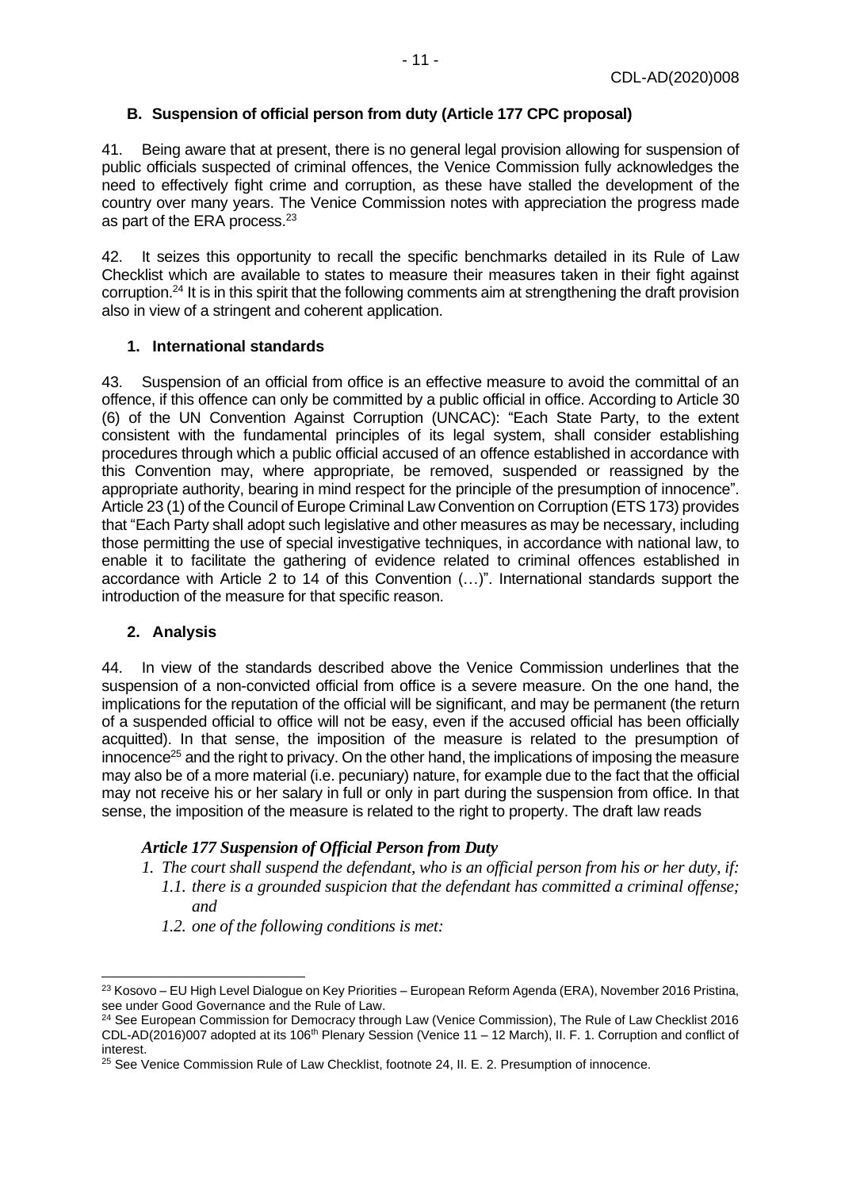### B. Suspension of official person from duty (Article 177 CPC proposal)

41. Being aware that at present, there is no general legal provision allowing for suspension of public officials suspected of criminal offences, the Venice Commission fully acknowledges the need to effectively fight crime and corruption, as these have stalled the development of the country over many years. The Venice Commission notes with appreciation the progress made as part of the ERA process.[23]

42. It seizes this opportunity to recall the specific benchmarks detailed in its Rule of Law Checklist which are available to states to measure their measures taken in their fight against corruption.[24] It is in this spirit that the following comments aim at strengthening the draft provision also in view of a stringent and coherent application.

#### 1. International standards

43. Suspension of an official from office is an effective measure to avoid the committal of an offence, if this offence can only be committed by a public official in office. According to Article 30 (6) of the UN Convention Against Corruption (UNCAC): "Each State Party, to the extent consistent with the fundamental principles of its legal system, shall consider establishing procedures through which a public official accused of an offence established in accordance with this Convention may, where appropriate, be removed, suspended or reassigned by the appropriate authority, bearing in mind respect for the principle of the presumption of innocence". Article 23 (1) of the Council of Europe Criminal Law Convention on Corruption (ETS 173) provides that "Each Party shall adopt such legislative and other measures as may be necessary, including those permitting the use of special investigative techniques, in accordance with national law, to enable it to facilitate the gathering of evidence related to criminal offences established in accordance with Article 2 to 14 of this Convention (…)". International standards support the introduction of the measure for that specific reason.

#### 2. Analysis

44. In view of the standards described above the Venice Commission underlines that the suspension of a non-convicted official from office is a severe measure. On the one hand, the implications for the reputation of the official will be significant, and may be permanent (the return of a suspended official to office will not be easy, even if the accused official has been officially acquitted). In that sense, the imposition of the measure is related to the presumption of innocence[25] and the right to privacy. On the other hand, the implications of imposing the measure may also be of a more material (i.e. pecuniary) nature, for example due to the fact that the official may not receive his or her salary in full or only in part during the suspension from office. In that sense, the imposition of the measure is related to the right to property. The draft law reads

***Article 177 Suspension of Official Person from Duty***

*1. The court shall suspend the defendant, who is an official person from his or her duty, if:*
   *1.1. there is a grounded suspicion that the defendant has committed a criminal offense; and*
   *1.2. one of the following conditions is met:*

---

[23] Kosovo – EU High Level Dialogue on Key Priorities – European Reform Agenda (ERA), November 2016 Pristina, see under Good Governance and the Rule of Law.

[24] See European Commission for Democracy through Law (Venice Commission), The Rule of Law Checklist 2016 CDL-AD(2016)007 adopted at its 106th Plenary Session (Venice 11 – 12 March), II. F. 1. Corruption and conflict of interest.

[25] See Venice Commission Rule of Law Checklist, footnote 24, II. E. 2. Presumption of innocence.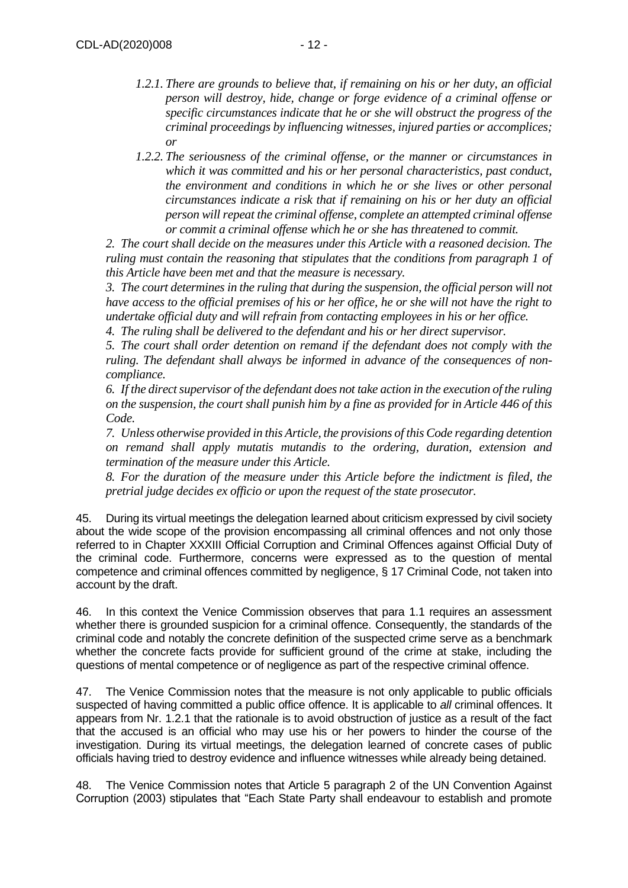*1.2.1. There are grounds to believe that, if remaining on his or her duty, an official person will destroy, hide, change or forge evidence of a criminal offense or specific circumstances indicate that he or she will obstruct the progress of the criminal proceedings by influencing witnesses, injured parties or accomplices; or*

*1.2.2. The seriousness of the criminal offense, or the manner or circumstances in which it was committed and his or her personal characteristics, past conduct, the environment and conditions in which he or she lives or other personal circumstances indicate a risk that if remaining on his or her duty an official person will repeat the criminal offense, complete an attempted criminal offense or commit a criminal offense which he or she has threatened to commit.*

*2. The court shall decide on the measures under this Article with a reasoned decision. The ruling must contain the reasoning that stipulates that the conditions from paragraph 1 of this Article have been met and that the measure is necessary.*

*3. The court determines in the ruling that during the suspension, the official person will not have access to the official premises of his or her office, he or she will not have the right to undertake official duty and will refrain from contacting employees in his or her office.*

*4. The ruling shall be delivered to the defendant and his or her direct supervisor.*

*5. The court shall order detention on remand if the defendant does not comply with the ruling. The defendant shall always be informed in advance of the consequences of non-compliance.*

*6. If the direct supervisor of the defendant does not take action in the execution of the ruling on the suspension, the court shall punish him by a fine as provided for in Article 446 of this Code.*

*7. Unless otherwise provided in this Article, the provisions of this Code regarding detention on remand shall apply mutatis mutandis to the ordering, duration, extension and termination of the measure under this Article.*

*8. For the duration of the measure under this Article before the indictment is filed, the pretrial judge decides ex officio or upon the request of the state prosecutor.*

45. During its virtual meetings the delegation learned about criticism expressed by civil society about the wide scope of the provision encompassing all criminal offences and not only those referred to in Chapter XXXIII Official Corruption and Criminal Offences against Official Duty of the criminal code. Furthermore, concerns were expressed as to the question of mental competence and criminal offences committed by negligence, § 17 Criminal Code, not taken into account by the draft.

46. In this context the Venice Commission observes that para 1.1 requires an assessment whether there is grounded suspicion for a criminal offence. Consequently, the standards of the criminal code and notably the concrete definition of the suspected crime serve as a benchmark whether the concrete facts provide for sufficient ground of the crime at stake, including the questions of mental competence or of negligence as part of the respective criminal offence.

47. The Venice Commission notes that the measure is not only applicable to public officials suspected of having committed a public office offence. It is applicable to *all* criminal offences. It appears from Nr. 1.2.1 that the rationale is to avoid obstruction of justice as a result of the fact that the accused is an official who may use his or her powers to hinder the course of the investigation. During its virtual meetings, the delegation learned of concrete cases of public officials having tried to destroy evidence and influence witnesses while already being detained.

48. The Venice Commission notes that Article 5 paragraph 2 of the UN Convention Against Corruption (2003) stipulates that "Each State Party shall endeavour to establish and promote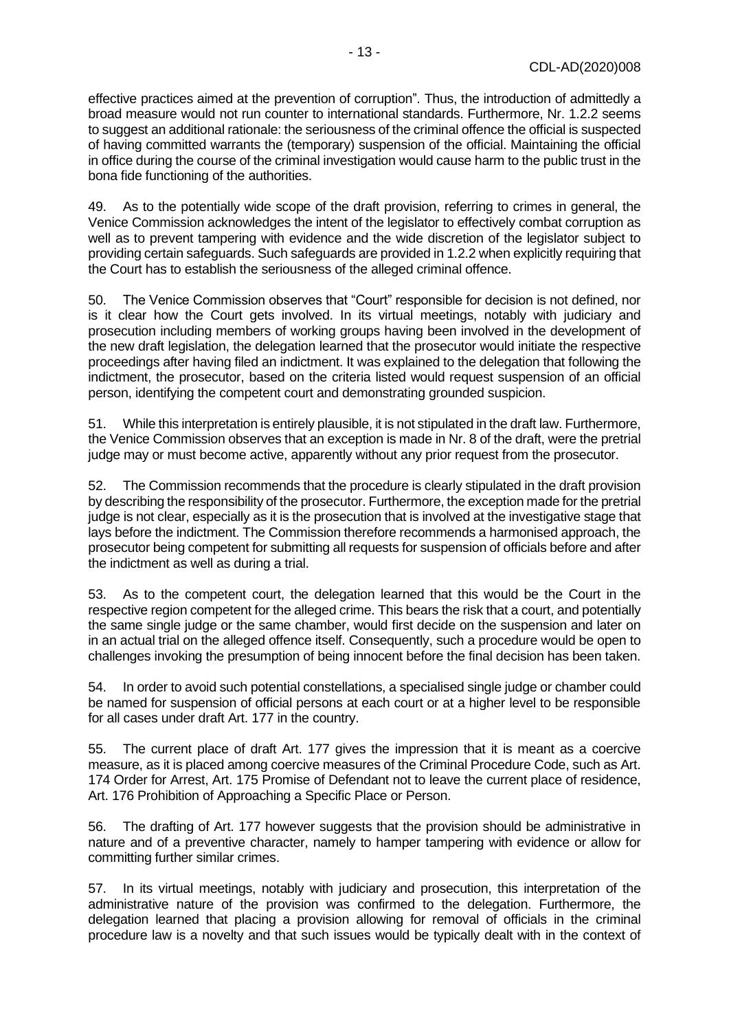effective practices aimed at the prevention of corruption". Thus, the introduction of admittedly a broad measure would not run counter to international standards. Furthermore, Nr. 1.2.2 seems to suggest an additional rationale: the seriousness of the criminal offence the official is suspected of having committed warrants the (temporary) suspension of the official. Maintaining the official in office during the course of the criminal investigation would cause harm to the public trust in the bona fide functioning of the authorities.

49. As to the potentially wide scope of the draft provision, referring to crimes in general, the Venice Commission acknowledges the intent of the legislator to effectively combat corruption as well as to prevent tampering with evidence and the wide discretion of the legislator subject to providing certain safeguards. Such safeguards are provided in 1.2.2 when explicitly requiring that the Court has to establish the seriousness of the alleged criminal offence.

50. The Venice Commission observes that "Court" responsible for decision is not defined, nor is it clear how the Court gets involved. In its virtual meetings, notably with judiciary and prosecution including members of working groups having been involved in the development of the new draft legislation, the delegation learned that the prosecutor would initiate the respective proceedings after having filed an indictment. It was explained to the delegation that following the indictment, the prosecutor, based on the criteria listed would request suspension of an official person, identifying the competent court and demonstrating grounded suspicion.

51. While this interpretation is entirely plausible, it is not stipulated in the draft law. Furthermore, the Venice Commission observes that an exception is made in Nr. 8 of the draft, were the pretrial judge may or must become active, apparently without any prior request from the prosecutor.

52. The Commission recommends that the procedure is clearly stipulated in the draft provision by describing the responsibility of the prosecutor. Furthermore, the exception made for the pretrial judge is not clear, especially as it is the prosecution that is involved at the investigative stage that lays before the indictment. The Commission therefore recommends a harmonised approach, the prosecutor being competent for submitting all requests for suspension of officials before and after the indictment as well as during a trial.

53. As to the competent court, the delegation learned that this would be the Court in the respective region competent for the alleged crime. This bears the risk that a court, and potentially the same single judge or the same chamber, would first decide on the suspension and later on in an actual trial on the alleged offence itself. Consequently, such a procedure would be open to challenges invoking the presumption of being innocent before the final decision has been taken.

54. In order to avoid such potential constellations, a specialised single judge or chamber could be named for suspension of official persons at each court or at a higher level to be responsible for all cases under draft Art. 177 in the country.

55. The current place of draft Art. 177 gives the impression that it is meant as a coercive measure, as it is placed among coercive measures of the Criminal Procedure Code, such as Art. 174 Order for Arrest, Art. 175 Promise of Defendant not to leave the current place of residence, Art. 176 Prohibition of Approaching a Specific Place or Person.

56. The drafting of Art. 177 however suggests that the provision should be administrative in nature and of a preventive character, namely to hamper tampering with evidence or allow for committing further similar crimes.

57. In its virtual meetings, notably with judiciary and prosecution, this interpretation of the administrative nature of the provision was confirmed to the delegation. Furthermore, the delegation learned that placing a provision allowing for removal of officials in the criminal procedure law is a novelty and that such issues would be typically dealt with in the context of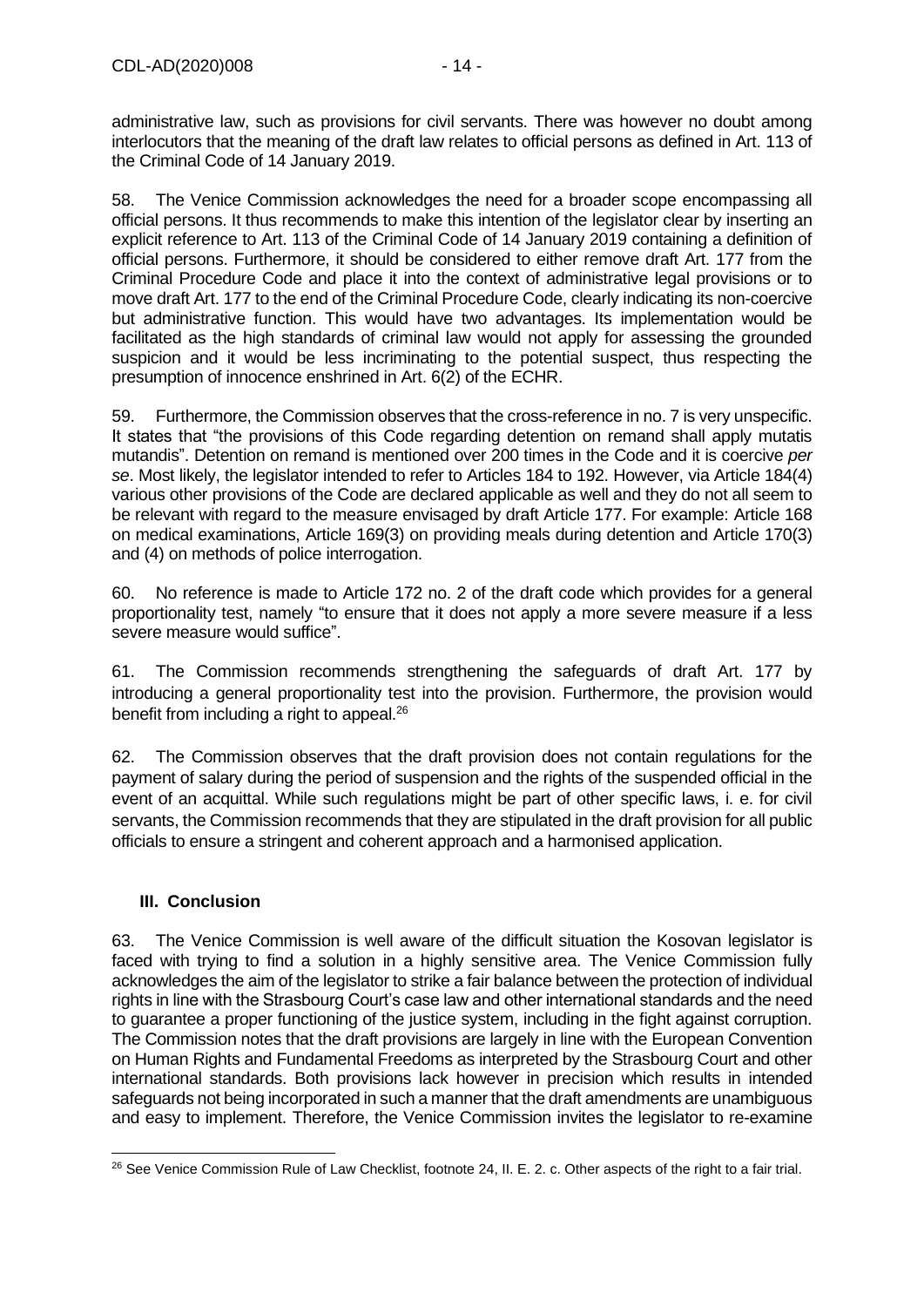administrative law, such as provisions for civil servants. There was however no doubt among interlocutors that the meaning of the draft law relates to official persons as defined in Art. 113 of the Criminal Code of 14 January 2019.

58. The Venice Commission acknowledges the need for a broader scope encompassing all official persons. It thus recommends to make this intention of the legislator clear by inserting an explicit reference to Art. 113 of the Criminal Code of 14 January 2019 containing a definition of official persons. Furthermore, it should be considered to either remove draft Art. 177 from the Criminal Procedure Code and place it into the context of administrative legal provisions or to move draft Art. 177 to the end of the Criminal Procedure Code, clearly indicating its non-coercive but administrative function. This would have two advantages. Its implementation would be facilitated as the high standards of criminal law would not apply for assessing the grounded suspicion and it would be less incriminating to the potential suspect, thus respecting the presumption of innocence enshrined in Art. 6(2) of the ECHR.

59. Furthermore, the Commission observes that the cross-reference in no. 7 is very unspecific. It states that "the provisions of this Code regarding detention on remand shall apply mutatis mutandis". Detention on remand is mentioned over 200 times in the Code and it is coercive *per se*. Most likely, the legislator intended to refer to Articles 184 to 192. However, via Article 184(4) various other provisions of the Code are declared applicable as well and they do not all seem to be relevant with regard to the measure envisaged by draft Article 177. For example: Article 168 on medical examinations, Article 169(3) on providing meals during detention and Article 170(3) and (4) on methods of police interrogation.

60. No reference is made to Article 172 no. 2 of the draft code which provides for a general proportionality test, namely "to ensure that it does not apply a more severe measure if a less severe measure would suffice".

61. The Commission recommends strengthening the safeguards of draft Art. 177 by introducing a general proportionality test into the provision. Furthermore, the provision would benefit from including a right to appeal.[26]

62. The Commission observes that the draft provision does not contain regulations for the payment of salary during the period of suspension and the rights of the suspended official in the event of an acquittal. While such regulations might be part of other specific laws, i. e. for civil servants, the Commission recommends that they are stipulated in the draft provision for all public officials to ensure a stringent and coherent approach and a harmonised application.

## III. Conclusion

63. The Venice Commission is well aware of the difficult situation the Kosovan legislator is faced with trying to find a solution in a highly sensitive area. The Venice Commission fully acknowledges the aim of the legislator to strike a fair balance between the protection of individual rights in line with the Strasbourg Court's case law and other international standards and the need to guarantee a proper functioning of the justice system, including in the fight against corruption. The Commission notes that the draft provisions are largely in line with the European Convention on Human Rights and Fundamental Freedoms as interpreted by the Strasbourg Court and other international standards. Both provisions lack however in precision which results in intended safeguards not being incorporated in such a manner that the draft amendments are unambiguous and easy to implement. Therefore, the Venice Commission invites the legislator to re-examine

[26] See Venice Commission Rule of Law Checklist, footnote 24, II. E. 2. c. Other aspects of the right to a fair trial.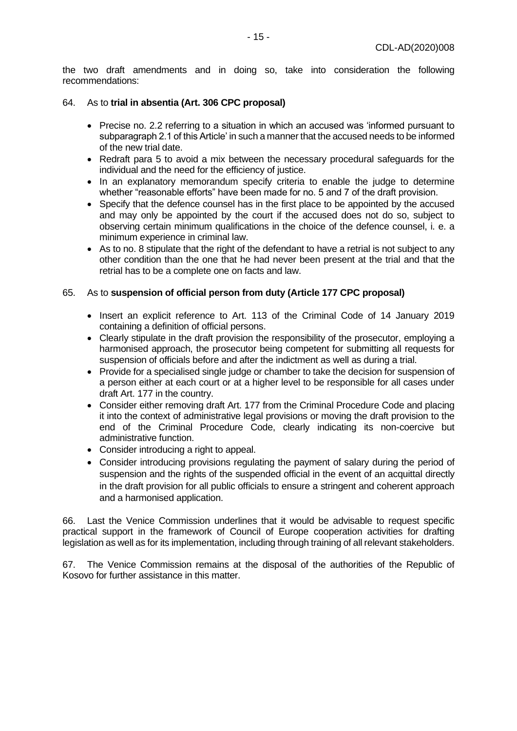the two draft amendments and in doing so, take into consideration the following recommendations:

64. As to **trial in absentia (Art. 306 CPC proposal)**

- Precise no. 2.2 referring to a situation in which an accused was 'informed pursuant to subparagraph 2.1 of this Article' in such a manner that the accused needs to be informed of the new trial date.
- Redraft para 5 to avoid a mix between the necessary procedural safeguards for the individual and the need for the efficiency of justice.
- In an explanatory memorandum specify criteria to enable the judge to determine whether "reasonable efforts" have been made for no. 5 and 7 of the draft provision.
- Specify that the defence counsel has in the first place to be appointed by the accused and may only be appointed by the court if the accused does not do so, subject to observing certain minimum qualifications in the choice of the defence counsel, i. e. a minimum experience in criminal law.
- As to no. 8 stipulate that the right of the defendant to have a retrial is not subject to any other condition than the one that he had never been present at the trial and that the retrial has to be a complete one on facts and law.

65. As to **suspension of official person from duty (Article 177 CPC proposal)**

- Insert an explicit reference to Art. 113 of the Criminal Code of 14 January 2019 containing a definition of official persons.
- Clearly stipulate in the draft provision the responsibility of the prosecutor, employing a harmonised approach, the prosecutor being competent for submitting all requests for suspension of officials before and after the indictment as well as during a trial.
- Provide for a specialised single judge or chamber to take the decision for suspension of a person either at each court or at a higher level to be responsible for all cases under draft Art. 177 in the country.
- Consider either removing draft Art. 177 from the Criminal Procedure Code and placing it into the context of administrative legal provisions or moving the draft provision to the end of the Criminal Procedure Code, clearly indicating its non-coercive but administrative function.
- Consider introducing a right to appeal.
- Consider introducing provisions regulating the payment of salary during the period of suspension and the rights of the suspended official in the event of an acquittal directly in the draft provision for all public officials to ensure a stringent and coherent approach and a harmonised application.

66. Last the Venice Commission underlines that it would be advisable to request specific practical support in the framework of Council of Europe cooperation activities for drafting legislation as well as for its implementation, including through training of all relevant stakeholders.

67. The Venice Commission remains at the disposal of the authorities of the Republic of Kosovo for further assistance in this matter.